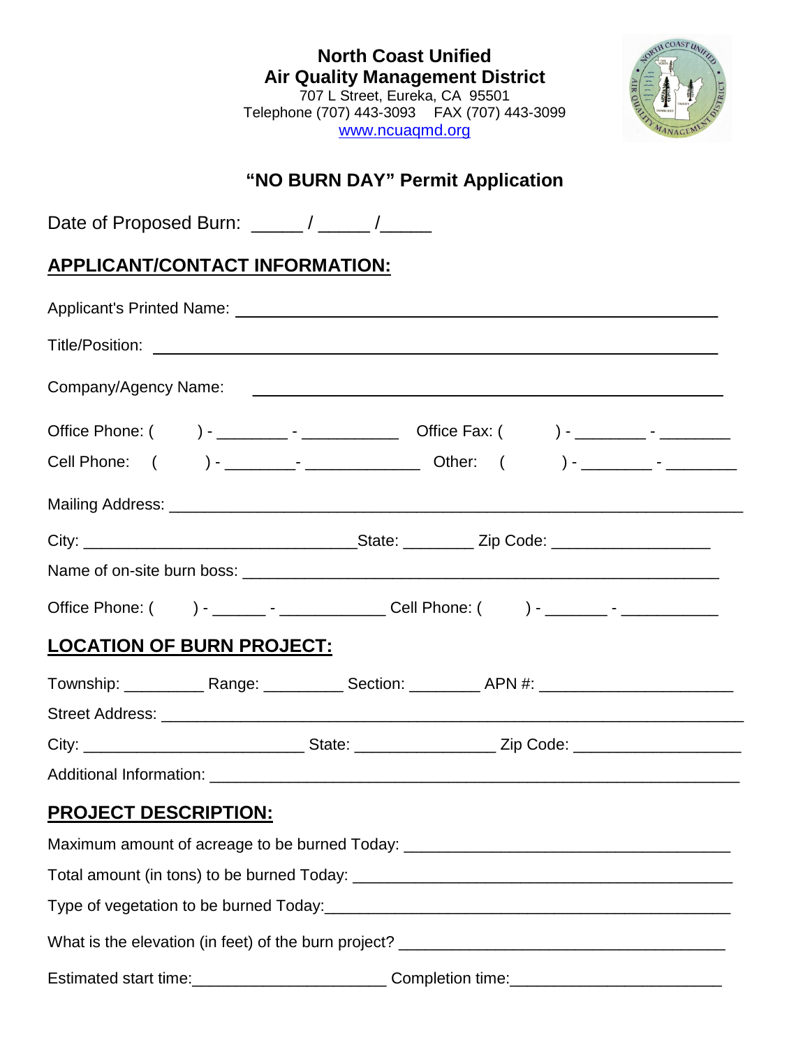# North Coast Unified Air Quality Management District

707 L Street, Eureka, CA 95501
Telephone (707) 443-3093 FAX (707) 443-3099
www.ncuaqmd.org

## "NO BURN DAY" Permit Application

Date of Proposed Burn: _____ / _____ /_____

### APPLICANT/CONTACT INFORMATION:

Applicant's Printed Name: ____________________________________________

Title/Position: ____________________________________________

Company/Agency Name: ____________________________________________

Office Phone: (      ) - ________ - ___________ Office Fax: (      ) - ________ - ________

Cell Phone: (      ) - ________- _____________ Other: (      ) - ________ - ________

Mailing Address: ____________________________________________

City: ______________________________State: ________ Zip Code: __________________

Name of on-site burn boss: ____________________________________________

Office Phone: (      ) - ______ - ____________ Cell Phone: (      ) - _______ - ___________

### LOCATION OF BURN PROJECT:

Township: _________ Range: _________ Section: ________ APN #: _____________________

Street Address: ____________________________________________

City: ________________________ State: _______________ Zip Code: __________________

Additional Information: ____________________________________________

### PROJECT DESCRIPTION:

Maximum amount of acreage to be burned Today: ____________________________________

Total amount (in tons) to be burned Today: ____________________________________

Type of vegetation to be burned Today:____________________________________

What is the elevation (in feet) of the burn project? ____________________________________

Estimated start time:_____________________ Completion time:_______________________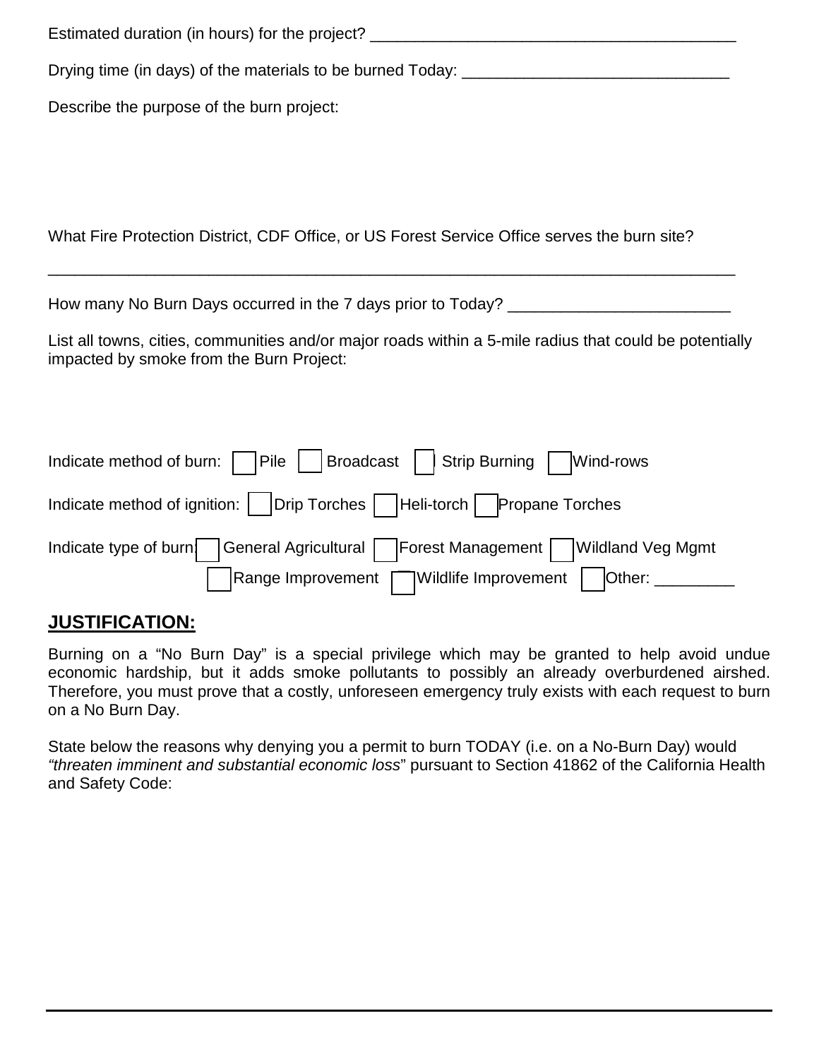Estimated duration (in hours) for the project? ________________________________________

Drying time (in days) of the materials to be burned Today: ____________________________

Describe the purpose of the burn project:

What Fire Protection District, CDF Office, or US Forest Service Office serves the burn site?

_____________________________________________________________________________

How many No Burn Days occurred in the 7 days prior to Today? ________________________

List all towns, cities, communities and/or major roads within a 5-mile radius that could be potentially impacted by smoke from the Burn Project:

Indicate method of burn: ☐ Pile ☐ Broadcast ☐ Strip Burning ☐ Wind-rows

Indicate method of ignition: ☐ Drip Torches ☐ Heli-torch ☐ Propane Torches

Indicate type of burn: ☐ General Agricultural ☐ Forest Management ☐ Wildland Veg Mgmt ☐ Range Improvement ☐ Wildlife Improvement ☐ Other: _________

## JUSTIFICATION:

Burning on a "No Burn Day" is a special privilege which may be granted to help avoid undue economic hardship, but it adds smoke pollutants to possibly an already overburdened airshed. Therefore, you must prove that a costly, unforeseen emergency truly exists with each request to burn on a No Burn Day.

State below the reasons why denying you a permit to burn TODAY (i.e. on a No-Burn Day) would *"threaten imminent and substantial economic loss*" pursuant to Section 41862 of the California Health and Safety Code: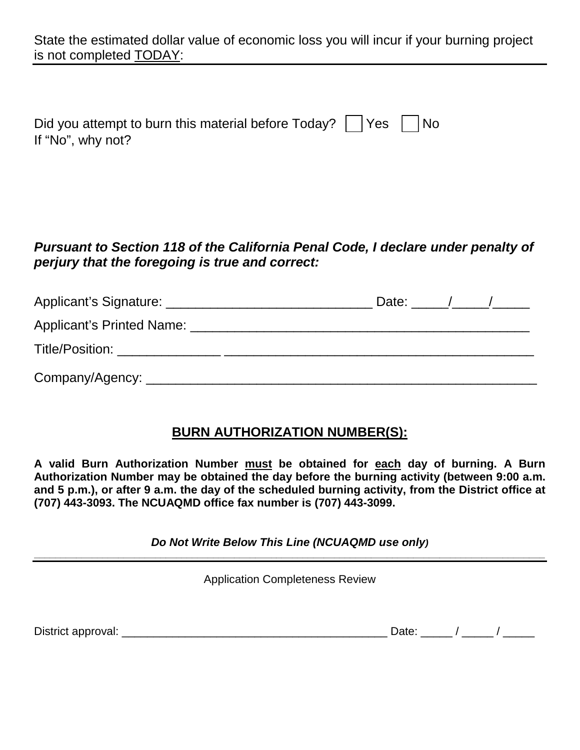State the estimated dollar value of economic loss you will incur if your burning project is not completed <u>TODAY</u>:

---

Did you attempt to burn this material before Today? ☐ Yes ☐ No
If "No", why not?

***Pursuant to Section 118 of the California Penal Code, I declare under penalty of perjury that the foregoing is true and correct:***

Applicant's Signature: ____________________________ Date: _____/_____/_____

Applicant's Printed Name: ______________________________________________

Title/Position: _____________ ________________________________________

Company/Agency: ____________________________________________________

## <u>BURN AUTHORIZATION NUMBER(S):</u>

**A valid Burn Authorization Number <u>must</u> be obtained for <u>each</u> day of burning. A Burn Authorization Number may be obtained the day before the burning activity (between 9:00 a.m. and 5 p.m.), or after 9 a.m. the day of the scheduled burning activity, from the District office at (707) 443-3093. The NCUAQMD office fax number is (707) 443-3099.**

***Do Not Write Below This Line (NCUAQMD use only)***

---

Application Completeness Review

District approval: __________________________________________ Date: _____ / _____ / _____